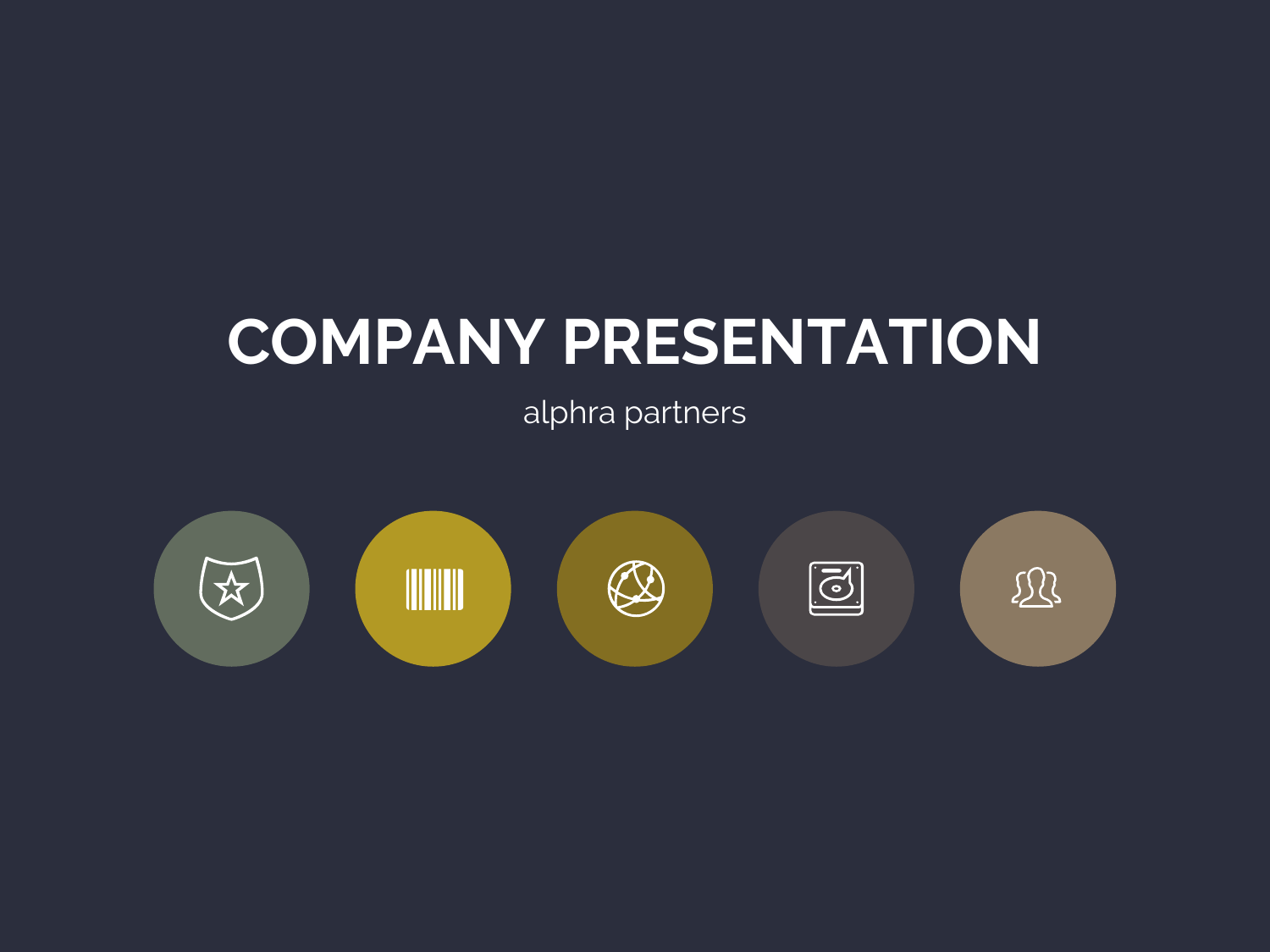# COMPANY PRESENTATION

alphra partners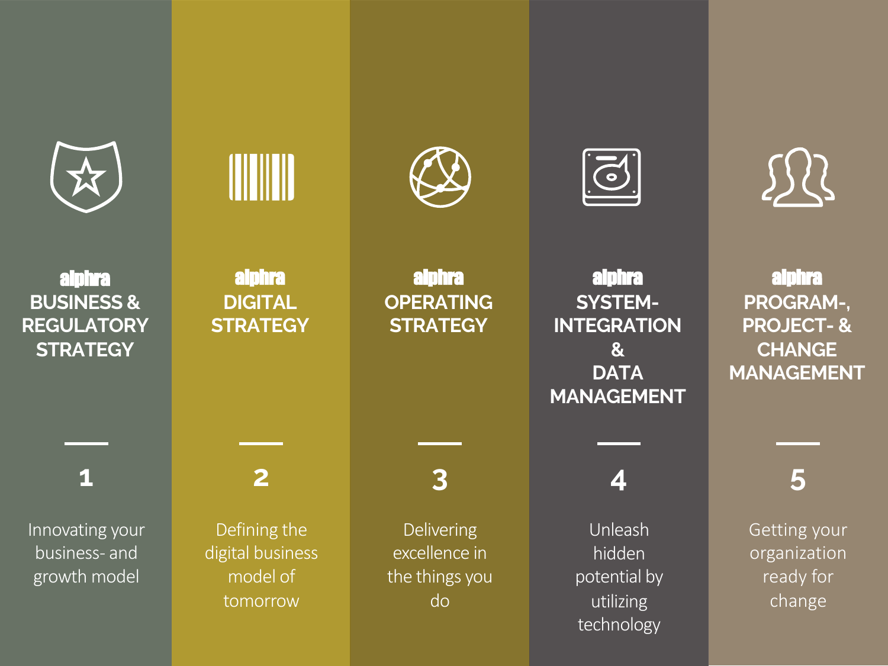**alphra**
**BUSINESS & REGULATORY STRATEGY**

1

Innovating your business- and growth model

**alphra**
**DIGITAL STRATEGY**

2

Defining the digital business model of tomorrow

**alphra**
**OPERATING STRATEGY**

3

Delivering excellence in the things you do

**alphra**
**SYSTEM-INTEGRATION & DATA MANAGEMENT**

4

Unleash hidden potential by utilizing technology

**alphra**
**PROGRAM-, PROJECT- & CHANGE MANAGEMENT**

5

Getting your organization ready for change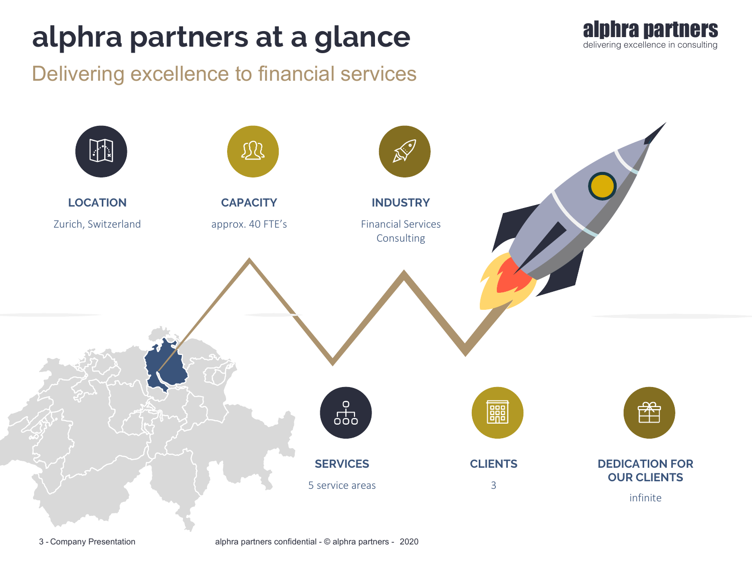# alphra partners at a glance

## Delivering excellence to financial services

**LOCATION**

Zurich, Switzerland

**CAPACITY**

approx. 40 FTE's

**INDUSTRY**

Financial Services Consulting

**SERVICES**

5 service areas

**CLIENTS**

3

**DEDICATION FOR OUR CLIENTS**

infinite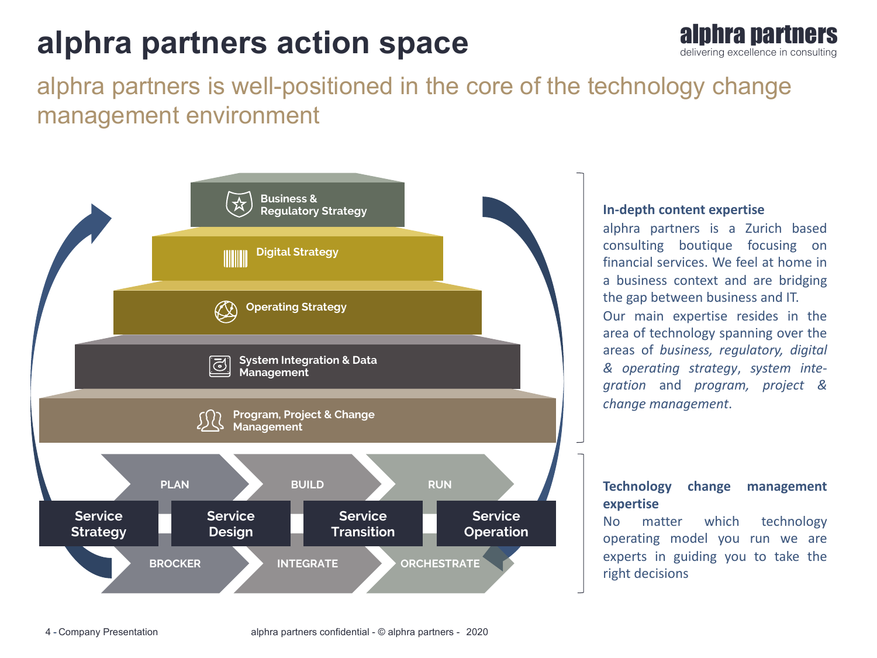# alphra partners action space

## alphra partners is well-positioned in the core of the technology change management environment

- Business & Regulatory Strategy
- Digital Strategy
- Operating Strategy
- System Integration & Data Management
- Program, Project & Change Management

| PLAN | BUILD | RUN | |
|---|---|---|---|
| Service Strategy | Service Design | Service Transition | Service Operation |
| BROCKER | INTEGRATE | ORCHESTRATE | |

**In-depth content expertise**

alphra partners is a Zurich based consulting boutique focusing on financial services. We feel at home in a business context and are bridging the gap between business and IT.

Our main expertise resides in the area of technology spanning over the areas of *business, regulatory, digital & operating strategy*, *system integration* and *program, project & change management*.

**Technology change management expertise**

No matter which technology operating model you run we are experts in guiding you to take the right decisions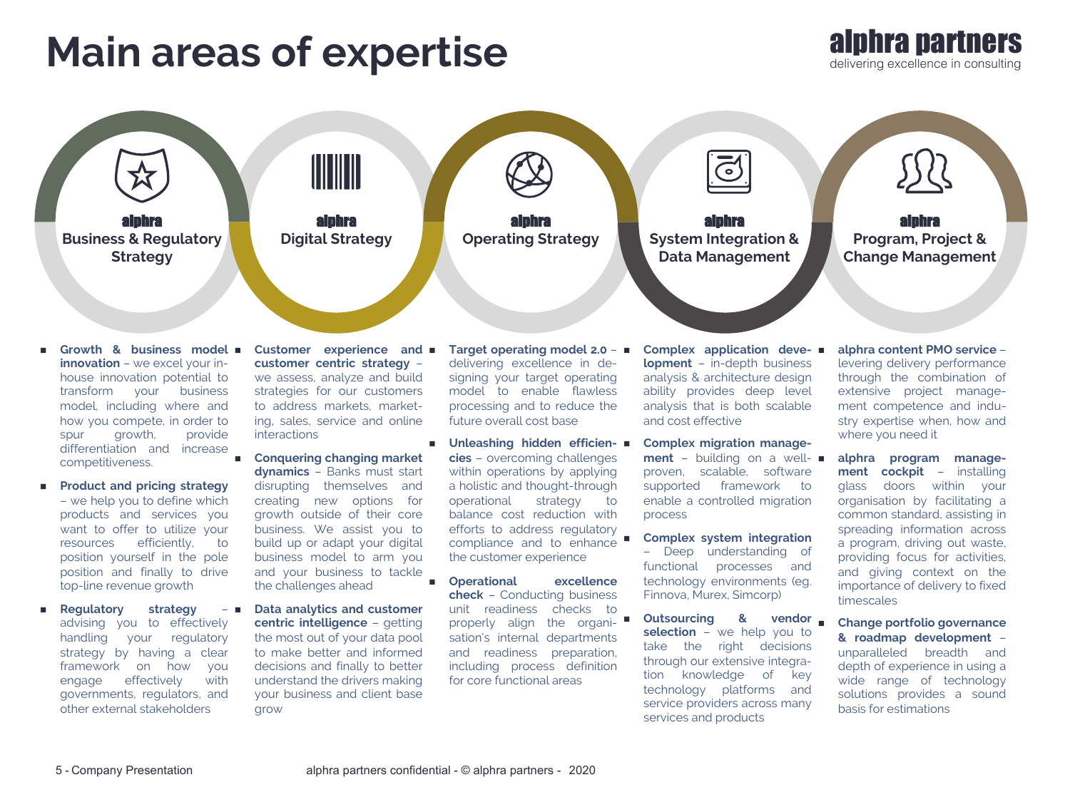# Main areas of expertise

alphra partners
delivering excellence in consulting

## alphra Business & Regulatory Strategy

- **Growth & business model innovation** – we excel your in-house innovation potential to transform your business model, including where and how you compete, in order to spur growth, provide differentiation and increase competitiveness.
- **Product and pricing strategy** – we help you to define which products and services you want to offer to utilize your resources efficiently, to position yourself in the pole position and finally to drive top-line revenue growth
- **Regulatory strategy** – advising you to effectively handling your regulatory strategy by having a clear framework on how you engage effectively with governments, regulators, and other external stakeholders

## alphra Digital Strategy

- **Customer experience and customer centric strategy** – we assess, analyze and build strategies for our customers to address markets, marketing, sales, service and online interactions
- **Conquering changing market dynamics** – Banks must start disrupting themselves and creating new options for growth outside of their core business. We assist you to build up or adapt your digital business model to arm you and your business to tackle the challenges ahead
- **Data analytics and customer centric intelligence** – getting the most out of your data pool to make better and informed decisions and finally to better understand the drivers making your business and client base grow

## alphra Operating Strategy

- **Target operating model 2.0** – delivering excellence in designing your target operating model to enable flawless processing and to reduce the future overall cost base
- **Unleashing hidden efficiencies** – overcoming challenges within operations by applying a holistic and thought-through operational strategy to balance cost reduction with efforts to address regulatory compliance and to enhance the customer experience
- **Operational excellence check** – Conducting business unit readiness checks to properly align the organisation's internal departments and readiness preparation, including process definition for core functional areas

## alphra System Integration & Data Management

- **Complex application development** – in-depth business analysis & architecture design ability provides deep level analysis that is both scalable and cost effective
- **Complex migration management** – building on a well-proven, scalable, software supported framework to enable a controlled migration process
- **Complex system integration** – Deep understanding of functional processes and technology environments (eg. Finnova, Murex, Simcorp)
- **Outsourcing & vendor selection** – we help you to take the right decisions through our extensive integration knowledge of key technology platforms and service providers across many services and products

## alphra Program, Project & Change Management

- **alphra content PMO service** – levering delivery performance through the combination of extensive project management competence and industry expertise when, how and where you need it
- **alphra program management cockpit** – installing glass doors within your organisation by facilitating a common standard, assisting in spreading information across a program, driving out waste, providing focus for activities, and giving context on the importance of delivery to fixed timescales
- **Change portfolio governance & roadmap development** – unparalleled breadth and depth of experience in using a wide range of technology solutions provides a sound basis for estimations

5 - Company Presentation

alphra partners confidential - © alphra partners - 2020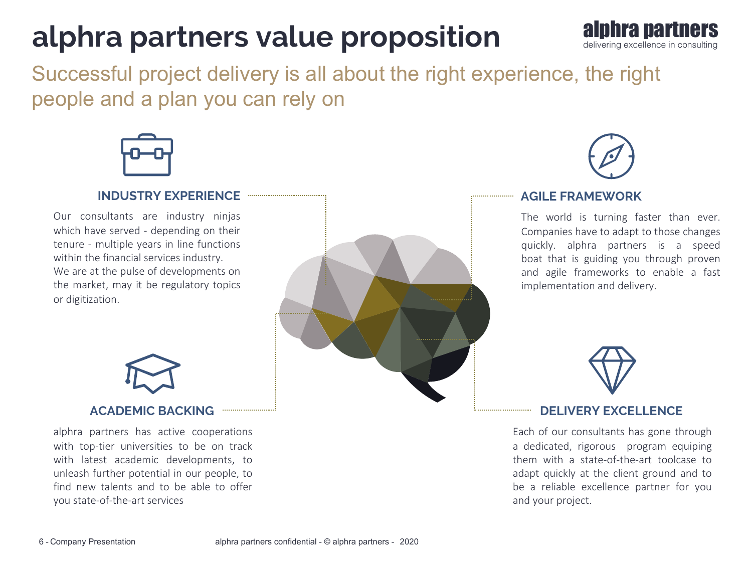# alphra partners value proposition

## Successful project delivery is all about the right experience, the right people and a plan you can rely on

### INDUSTRY EXPERIENCE

Our consultants are industry ninjas which have served - depending on their tenure - multiple years in line functions within the financial services industry.
We are at the pulse of developments on the market, may it be regulatory topics or digitization.

### AGILE FRAMEWORK

The world is turning faster than ever. Companies have to adapt to those changes quickly. alphra partners is a speed boat that is guiding you through proven and agile frameworks to enable a fast implementation and delivery.

### ACADEMIC BACKING

alphra partners has active cooperations with top-tier universities to be on track with latest academic developments, to unleash further potential in our people, to find new talents and to be able to offer you state-of-the-art services

### DELIVERY EXCELLENCE

Each of our consultants has gone through a dedicated, rigorous program equiping them with a state-of-the-art toolcase to adapt quickly at the client ground and to be a reliable excellence partner for you and your project.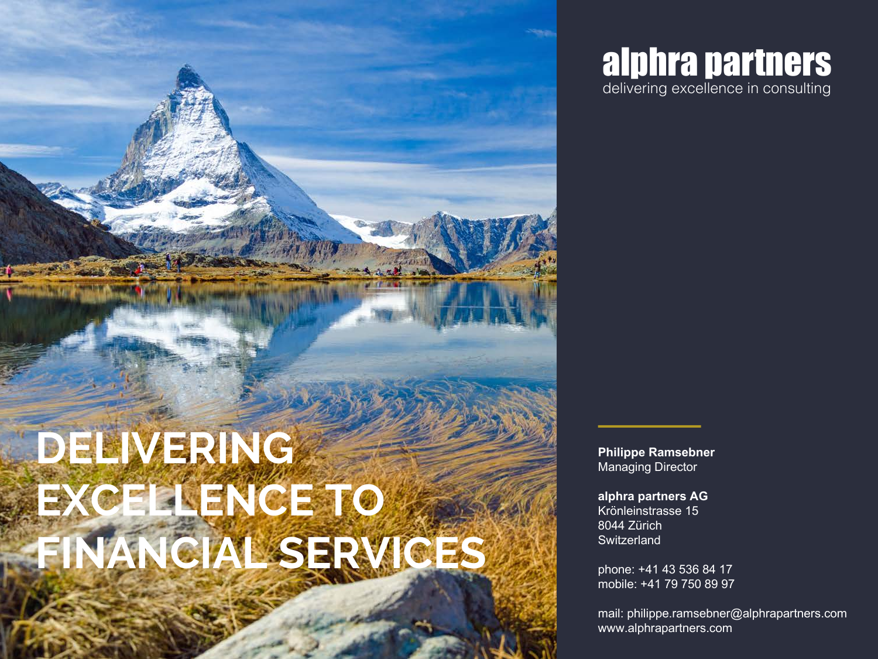# DELIVERING EXCELLENCE TO FINANCIAL SERVICES

**alphra partners**
delivering excellence in consulting

**Philippe Ramsebner**
Managing Director

**alphra partners AG**
Krönleinstrasse 15
8044 Zürich
Switzerland

phone: +41 43 536 84 17
mobile: +41 79 750 89 97

mail: philippe.ramsebner@alphrapartners.com
www.alphrapartners.com